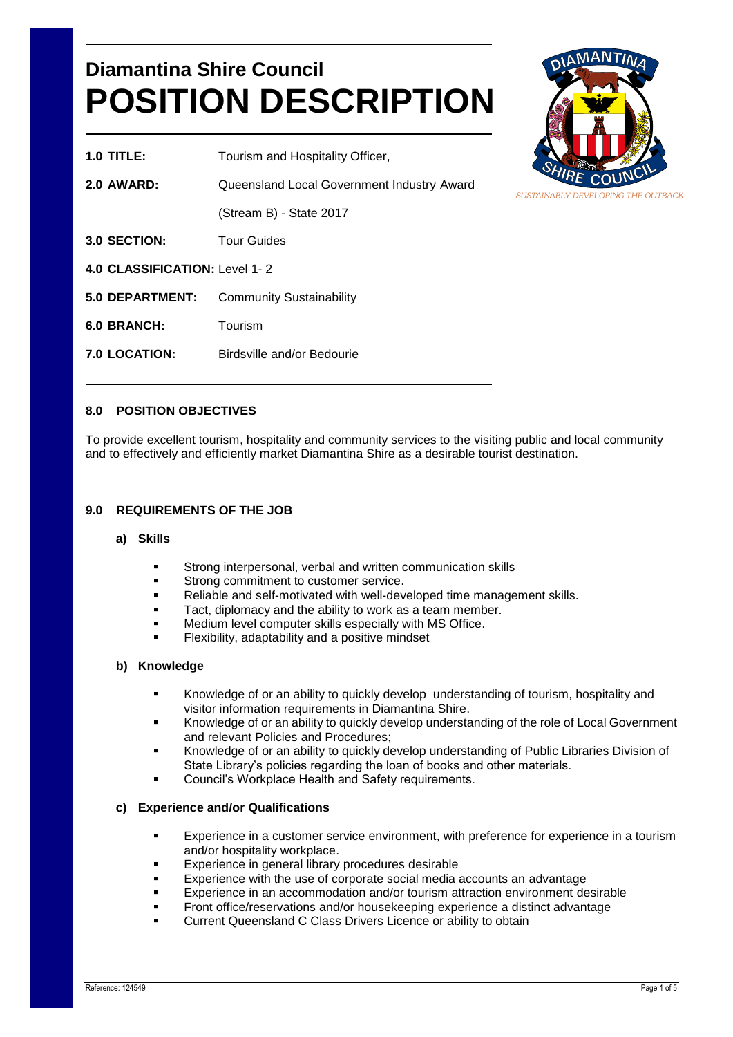# Diamantina Shire Council
# POSITION DESCRIPTION

SUSTAINABLY DEVELOPING THE OUTBACK

**1.0 TITLE:** Tourism and Hospitality Officer,

**2.0 AWARD:** Queensland Local Government Industry Award (Stream B) - State 2017

**3.0 SECTION:** Tour Guides

**4.0 CLASSIFICATION:** Level 1- 2

**5.0 DEPARTMENT:** Community Sustainability

**6.0 BRANCH:** Tourism

**7.0 LOCATION:** Birdsville and/or Bedourie

## 8.0 POSITION OBJECTIVES

To provide excellent tourism, hospitality and community services to the visiting public and local community and to effectively and efficiently market Diamantina Shire as a desirable tourist destination.

## 9.0 REQUIREMENTS OF THE JOB

### a) Skills

- Strong interpersonal, verbal and written communication skills
- Strong commitment to customer service.
- Reliable and self-motivated with well-developed time management skills.
- Tact, diplomacy and the ability to work as a team member.
- Medium level computer skills especially with MS Office.
- Flexibility, adaptability and a positive mindset

### b) Knowledge

- Knowledge of or an ability to quickly develop understanding of tourism, hospitality and visitor information requirements in Diamantina Shire.
- Knowledge of or an ability to quickly develop understanding of the role of Local Government and relevant Policies and Procedures;
- Knowledge of or an ability to quickly develop understanding of Public Libraries Division of State Library's policies regarding the loan of books and other materials.
- Council's Workplace Health and Safety requirements.

### c) Experience and/or Qualifications

- Experience in a customer service environment, with preference for experience in a tourism and/or hospitality workplace.
- Experience in general library procedures desirable
- Experience with the use of corporate social media accounts an advantage
- Experience in an accommodation and/or tourism attraction environment desirable
- Front office/reservations and/or housekeeping experience a distinct advantage
- Current Queensland C Class Drivers Licence or ability to obtain

Reference: 124549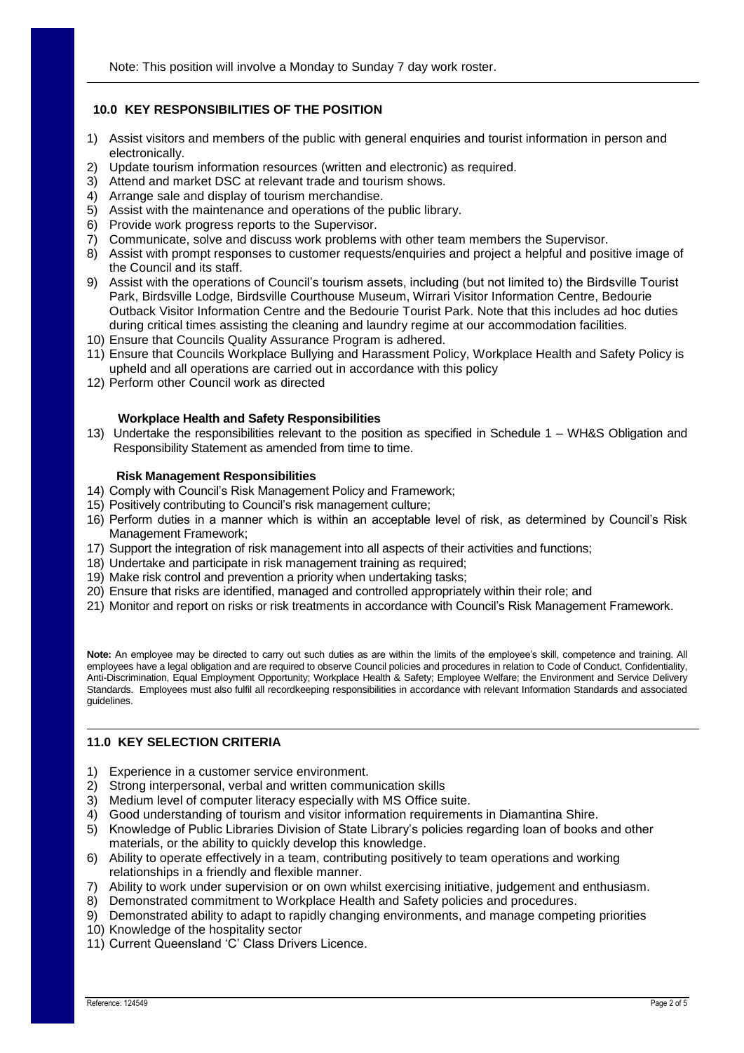Note: This position will involve a Monday to Sunday 7 day work roster.

## 10.0 KEY RESPONSIBILITIES OF THE POSITION

1) Assist visitors and members of the public with general enquiries and tourist information in person and electronically.
2) Update tourism information resources (written and electronic) as required.
3) Attend and market DSC at relevant trade and tourism shows.
4) Arrange sale and display of tourism merchandise.
5) Assist with the maintenance and operations of the public library.
6) Provide work progress reports to the Supervisor.
7) Communicate, solve and discuss work problems with other team members the Supervisor.
8) Assist with prompt responses to customer requests/enquiries and project a helpful and positive image of the Council and its staff.
9) Assist with the operations of Council's tourism assets, including (but not limited to) the Birdsville Tourist Park, Birdsville Lodge, Birdsville Courthouse Museum, Wirrari Visitor Information Centre, Bedourie Outback Visitor Information Centre and the Bedourie Tourist Park. Note that this includes ad hoc duties during critical times assisting the cleaning and laundry regime at our accommodation facilities.
10) Ensure that Councils Quality Assurance Program is adhered.
11) Ensure that Councils Workplace Bullying and Harassment Policy, Workplace Health and Safety Policy is upheld and all operations are carried out in accordance with this policy
12) Perform other Council work as directed

**Workplace Health and Safety Responsibilities**

13) Undertake the responsibilities relevant to the position as specified in Schedule 1 – WH&S Obligation and Responsibility Statement as amended from time to time.

**Risk Management Responsibilities**

14) Comply with Council's Risk Management Policy and Framework;
15) Positively contributing to Council's risk management culture;
16) Perform duties in a manner which is within an acceptable level of risk, as determined by Council's Risk Management Framework;
17) Support the integration of risk management into all aspects of their activities and functions;
18) Undertake and participate in risk management training as required;
19) Make risk control and prevention a priority when undertaking tasks;
20) Ensure that risks are identified, managed and controlled appropriately within their role; and
21) Monitor and report on risks or risk treatments in accordance with Council's Risk Management Framework.

**Note:** An employee may be directed to carry out such duties as are within the limits of the employee's skill, competence and training. All employees have a legal obligation and are required to observe Council policies and procedures in relation to Code of Conduct, Confidentiality, Anti-Discrimination, Equal Employment Opportunity; Workplace Health & Safety; Employee Welfare; the Environment and Service Delivery Standards. Employees must also fulfil all recordkeeping responsibilities in accordance with relevant Information Standards and associated guidelines.

## 11.0 KEY SELECTION CRITERIA

1) Experience in a customer service environment.
2) Strong interpersonal, verbal and written communication skills
3) Medium level of computer literacy especially with MS Office suite.
4) Good understanding of tourism and visitor information requirements in Diamantina Shire.
5) Knowledge of Public Libraries Division of State Library's policies regarding loan of books and other materials, or the ability to quickly develop this knowledge.
6) Ability to operate effectively in a team, contributing positively to team operations and working relationships in a friendly and flexible manner.
7) Ability to work under supervision or on own whilst exercising initiative, judgement and enthusiasm.
8) Demonstrated commitment to Workplace Health and Safety policies and procedures.
9) Demonstrated ability to adapt to rapidly changing environments, and manage competing priorities
10) Knowledge of the hospitality sector
11) Current Queensland 'C' Class Drivers Licence.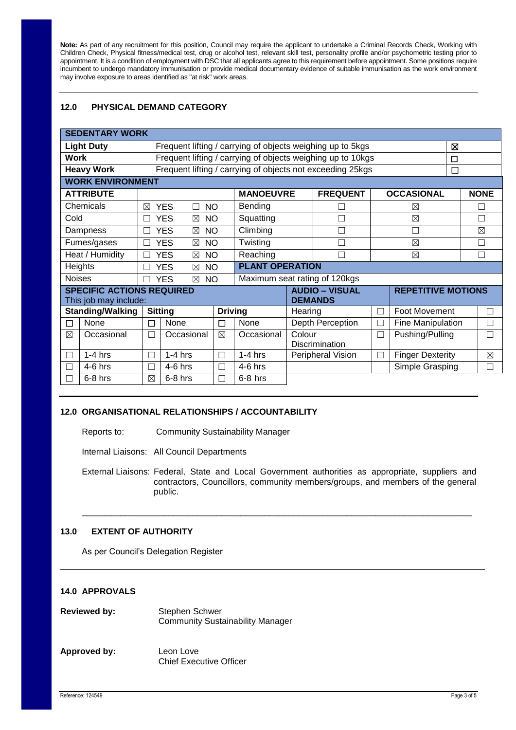**Note:** As part of any recruitment for this position, Council may require the applicant to undertake a Criminal Records Check, Working with Children Check, Physical fitness/medical test, drug or alcohol test, relevant skill test, personality profile and/or psychometric testing prior to appointment. It is a condition of employment with DSC that all applicants agree to this requirement before appointment. Some positions require incumbent to undergo mandatory immunisation or provide medical documentary evidence of suitable immunisation as the work environment may involve exposure to areas identified as "at risk" work areas.

## 12.0 PHYSICAL DEMAND CATEGORY

| SEDENTARY WORK | | |
|---|---|---|
| **Light Duty** | Frequent lifting / carrying of objects weighing up to 5kgs | ☒ |
| **Work** | Frequent lifting / carrying of objects weighing up to 10kgs | ☐ |
| **Heavy Work** | Frequent lifting / carrying of objects not exceeding 25kgs | ☐ |

**WORK ENVIRONMENT**

| ATTRIBUTE | | | MANOEUVRE | FREQUENT | OCCASIONAL | NONE |
|---|---|---|---|---|---|---|
| Chemicals | ☒ YES | ☐ NO | Bending | ☐ | ☒ | ☐ |
| Cold | ☐ YES | ☒ NO | Squatting | ☐ | ☒ | ☐ |
| Dampness | ☐ YES | ☒ NO | Climbing | ☐ | ☐ | ☒ |
| Fumes/gases | ☐ YES | ☒ NO | Twisting | ☐ | ☒ | ☐ |
| Heat / Humidity | ☐ YES | ☒ NO | Reaching | ☐ | ☒ | ☐ |
| Heights | ☐ YES | ☒ NO | **PLANT OPERATION** | | | |
| Noises | ☐ YES | ☒ NO | Maximum seat rating of 120kgs | | | |

**SPECIFIC ACTIONS REQUIRED**
This job may include:

| Standing/Walking | | Sitting | | Driving | | AUDIO – VISUAL DEMANDS | | REPETITIVE MOTIONS | |
|---|---|---|---|---|---|---|---|---|---|
| ☐ | None | ☐ | None | ☐ | None | Hearing | ☐ | Foot Movement | ☐ |
| ☒ | Occasional | ☐ | Occasional | ☒ | Occasional | Depth Perception | ☐ | Fine Manipulation | ☐ |
| ☐ | 1-4 hrs | ☐ | 1-4 hrs | ☐ | 1-4 hrs | Colour Discrimination | ☐ | Pushing/Pulling | ☐ |
| ☐ | 4-6 hrs | ☐ | 4-6 hrs | ☐ | 4-6 hrs | Peripheral Vision | ☐ | Finger Dexterity | ☒ |
| ☐ | 6-8 hrs | ☒ | 6-8 hrs | ☐ | 6-8 hrs | | | Simple Grasping | ☐ |

## 12.0 ORGANISATIONAL RELATIONSHIPS / ACCOUNTABILITY

Reports to: Community Sustainability Manager

Internal Liaisons: All Council Departments

External Liaisons: Federal, State and Local Government authorities as appropriate, suppliers and contractors, Councillors, community members/groups, and members of the general public.

## 13.0 EXTENT OF AUTHORITY

As per Council's Delegation Register

## 14.0 APPROVALS

**Reviewed by:** Stephen Schwer
Community Sustainability Manager

**Approved by:** Leon Love
Chief Executive Officer

Reference: 124549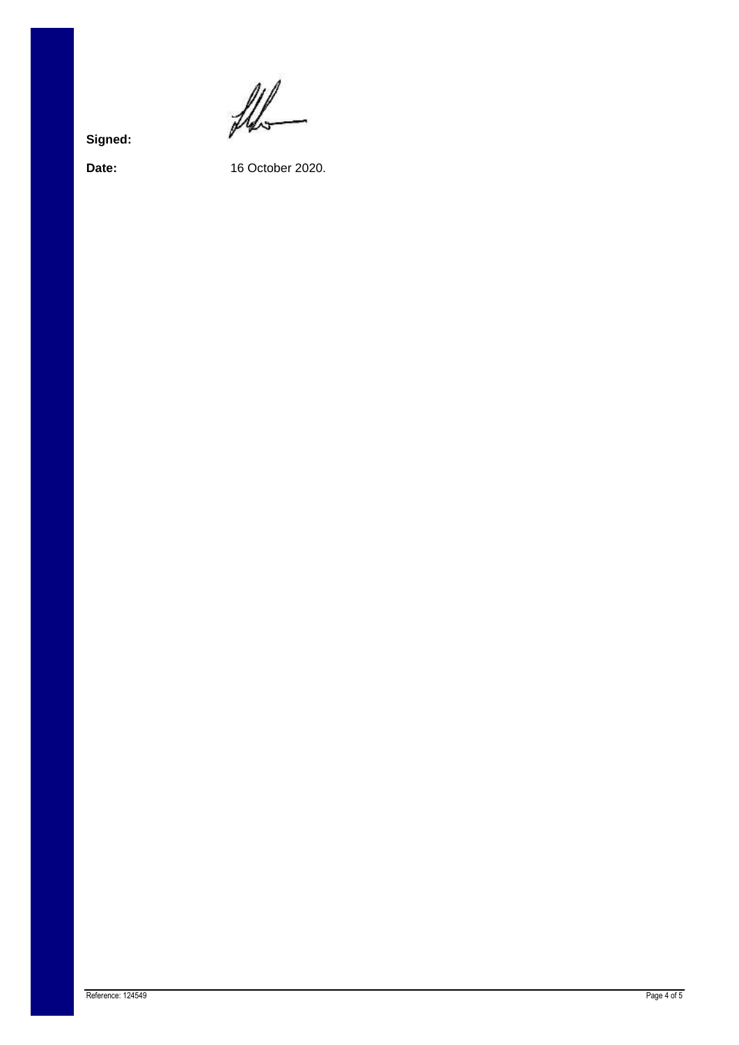**Signed:**

**Date:** 16 October 2020.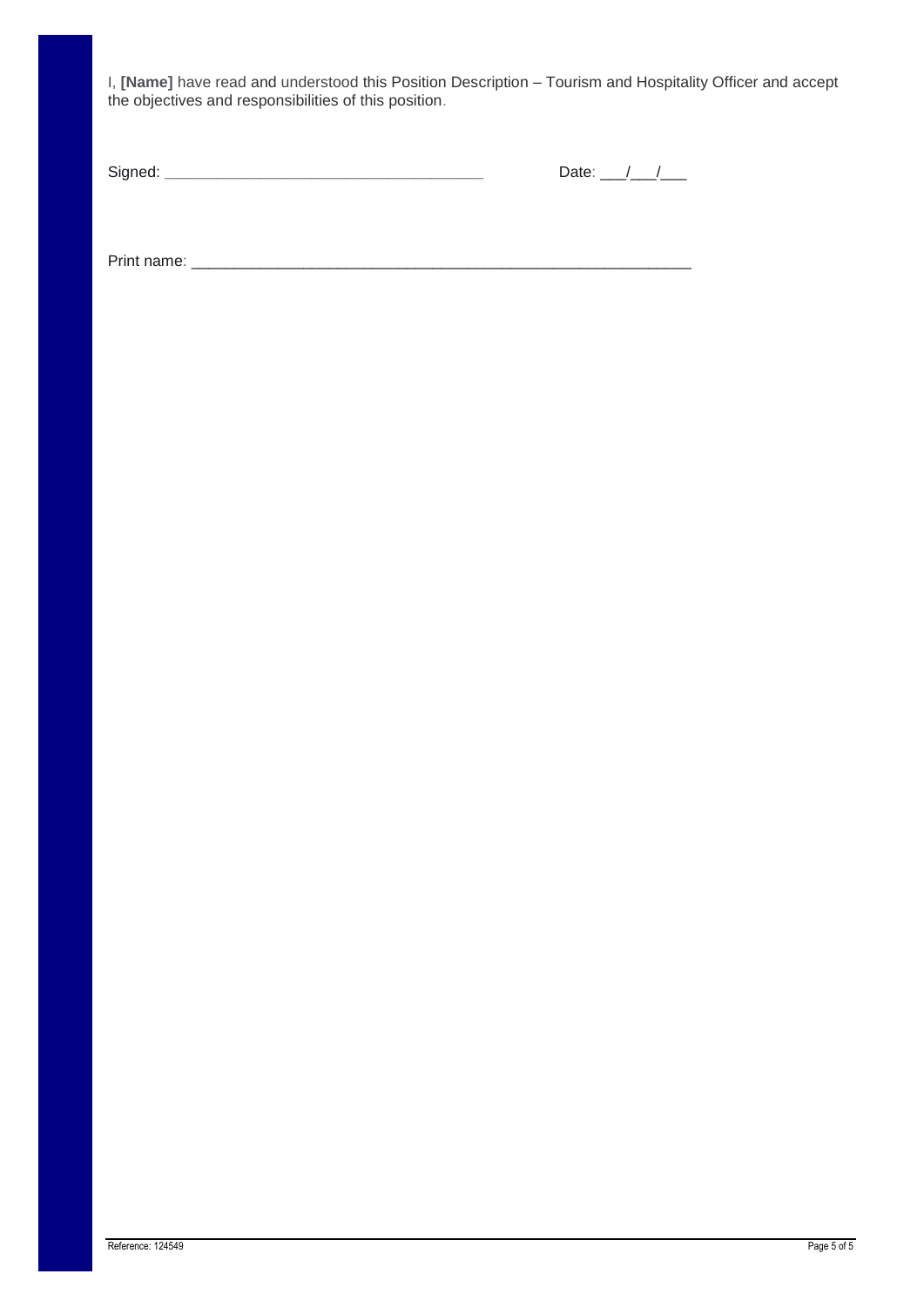I, **[Name]** have read and understood this Position Description – Tourism and Hospitality Officer and accept the objectives and responsibilities of this position.

Signed: ____________________________________ Date: ___/___/___

Print name: ___________________________________________________________

Reference: 124549